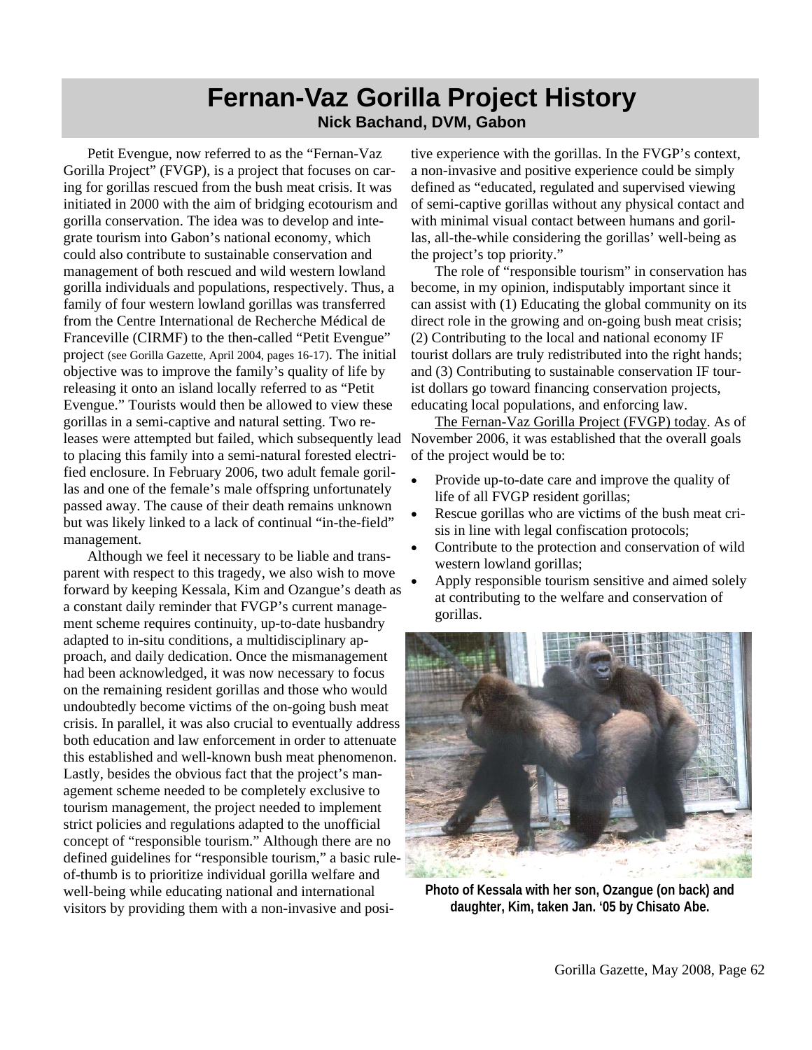# Fernan-Vaz Gorilla Project History

**Nick Bachand, DVM, Gabon**

Petit Evengue, now referred to as the "Fernan-Vaz Gorilla Project" (FVGP), is a project that focuses on caring for gorillas rescued from the bush meat crisis. It was initiated in 2000 with the aim of bridging ecotourism and gorilla conservation. The idea was to develop and integrate tourism into Gabon's national economy, which could also contribute to sustainable conservation and management of both rescued and wild western lowland gorilla individuals and populations, respectively. Thus, a family of four western lowland gorillas was transferred from the Centre International de Recherche Médical de Franceville (CIRMF) to the then-called "Petit Evengue" project (see Gorilla Gazette, April 2004, pages 16-17). The initial objective was to improve the family's quality of life by releasing it onto an island locally referred to as "Petit Evengue." Tourists would then be allowed to view these gorillas in a semi-captive and natural setting. Two releases were attempted but failed, which subsequently lead to placing this family into a semi-natural forested electrified enclosure. In February 2006, two adult female gorillas and one of the female's male offspring unfortunately passed away. The cause of their death remains unknown but was likely linked to a lack of continual "in-the-field" management.

Although we feel it necessary to be liable and transparent with respect to this tragedy, we also wish to move forward by keeping Kessala, Kim and Ozangue's death as a constant daily reminder that FVGP's current management scheme requires continuity, up-to-date husbandry adapted to in-situ conditions, a multidisciplinary approach, and daily dedication. Once the mismanagement had been acknowledged, it was now necessary to focus on the remaining resident gorillas and those who would undoubtedly become victims of the on-going bush meat crisis. In parallel, it was also crucial to eventually address both education and law enforcement in order to attenuate this established and well-known bush meat phenomenon. Lastly, besides the obvious fact that the project's management scheme needed to be completely exclusive to tourism management, the project needed to implement strict policies and regulations adapted to the unofficial concept of "responsible tourism." Although there are no defined guidelines for "responsible tourism," a basic rule-of-thumb is to prioritize individual gorilla welfare and well-being while educating national and international visitors by providing them with a non-invasive and positive experience with the gorillas. In the FVGP's context, a non-invasive and positive experience could be simply defined as "educated, regulated and supervised viewing of semi-captive gorillas without any physical contact and with minimal visual contact between humans and gorillas, all-the-while considering the gorillas' well-being as the project's top priority."

The role of "responsible tourism" in conservation has become, in my opinion, indisputably important since it can assist with (1) Educating the global community on its direct role in the growing and on-going bush meat crisis; (2) Contributing to the local and national economy IF tourist dollars are truly redistributed into the right hands; and (3) Contributing to sustainable conservation IF tourist dollars go toward financing conservation projects, educating local populations, and enforcing law.

The Fernan-Vaz Gorilla Project (FVGP) today. As of November 2006, it was established that the overall goals of the project would be to:

- Provide up-to-date care and improve the quality of life of all FVGP resident gorillas;
- Rescue gorillas who are victims of the bush meat crisis in line with legal confiscation protocols;
- Contribute to the protection and conservation of wild western lowland gorillas;
- Apply responsible tourism sensitive and aimed solely at contributing to the welfare and conservation of gorillas.

**Photo of Kessala with her son, Ozangue (on back) and daughter, Kim, taken Jan. '05 by Chisato Abe.**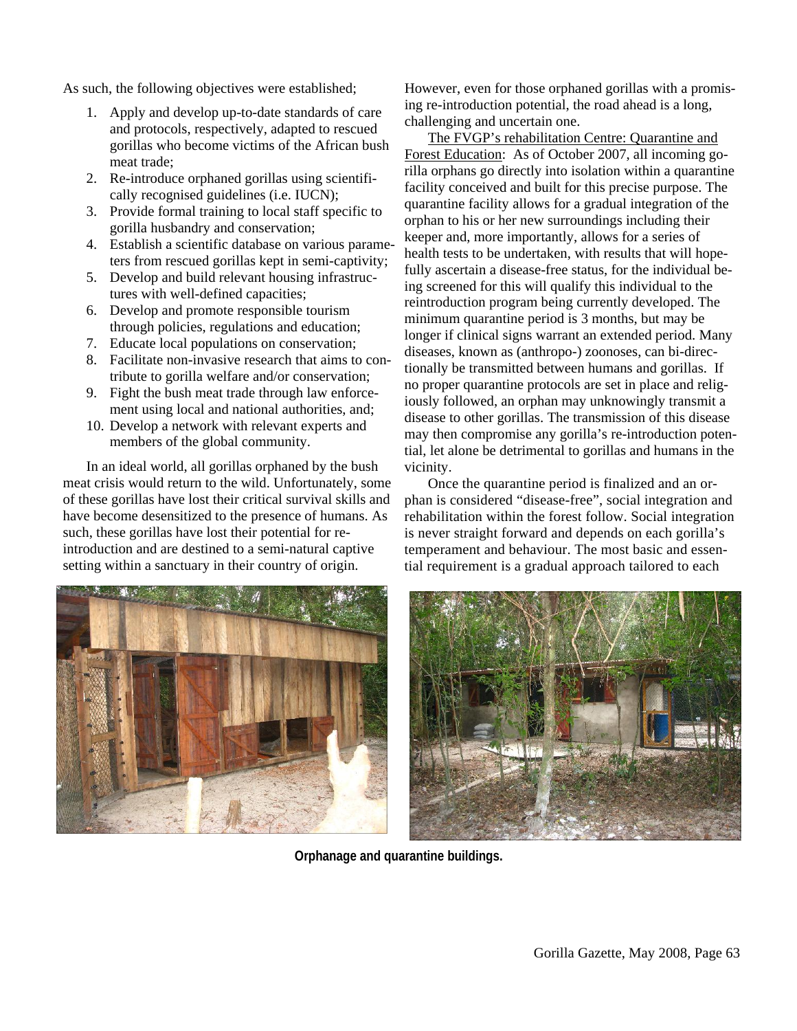As such, the following objectives were established;

1. Apply and develop up-to-date standards of care and protocols, respectively, adapted to rescued gorillas who become victims of the African bush meat trade;
2. Re-introduce orphaned gorillas using scientifically recognised guidelines (i.e. IUCN);
3. Provide formal training to local staff specific to gorilla husbandry and conservation;
4. Establish a scientific database on various parameters from rescued gorillas kept in semi-captivity;
5. Develop and build relevant housing infrastructures with well-defined capacities;
6. Develop and promote responsible tourism through policies, regulations and education;
7. Educate local populations on conservation;
8. Facilitate non-invasive research that aims to contribute to gorilla welfare and/or conservation;
9. Fight the bush meat trade through law enforcement using local and national authorities, and;
10. Develop a network with relevant experts and members of the global community.

In an ideal world, all gorillas orphaned by the bush meat crisis would return to the wild. Unfortunately, some of these gorillas have lost their critical survival skills and have become desensitized to the presence of humans. As such, these gorillas have lost their potential for re-introduction and are destined to a semi-natural captive setting within a sanctuary in their country of origin. However, even for those orphaned gorillas with a promising re-introduction potential, the road ahead is a long, challenging and uncertain one.

The FVGP's rehabilitation Centre: Quarantine and Forest Education: As of October 2007, all incoming gorilla orphans go directly into isolation within a quarantine facility conceived and built for this precise purpose. The quarantine facility allows for a gradual integration of the orphan to his or her new surroundings including their keeper and, more importantly, allows for a series of health tests to be undertaken, with results that will hopefully ascertain a disease-free status, for the individual being screened for this will qualify this individual to the reintroduction program being currently developed. The minimum quarantine period is 3 months, but may be longer if clinical signs warrant an extended period. Many diseases, known as (anthropo-) zoonoses, can bi-directionally be transmitted between humans and gorillas. If no proper quarantine protocols are set in place and religiously followed, an orphan may unknowingly transmit a disease to other gorillas. The transmission of this disease may then compromise any gorilla's re-introduction potential, let alone be detrimental to gorillas and humans in the vicinity.

Once the quarantine period is finalized and an orphan is considered "disease-free", social integration and rehabilitation within the forest follow. Social integration is never straight forward and depends on each gorilla's temperament and behaviour. The most basic and essential requirement is a gradual approach tailored to each

**Orphanage and quarantine buildings.**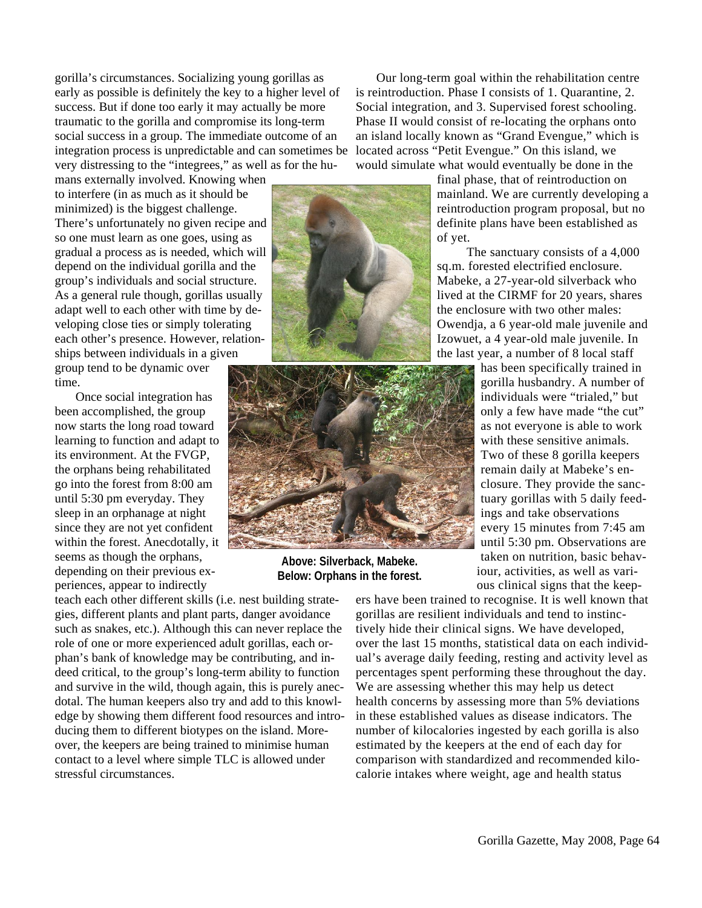gorilla's circumstances. Socializing young gorillas as early as possible is definitely the key to a higher level of success. But if done too early it may actually be more traumatic to the gorilla and compromise its long-term social success in a group. The immediate outcome of an integration process is unpredictable and can sometimes be very distressing to the "integrees," as well as for the humans externally involved. Knowing when to interfere (in as much as it should be minimized) is the biggest challenge. There's unfortunately no given recipe and so one must learn as one goes, using as gradual a process as is needed, which will depend on the individual gorilla and the group's individuals and social structure. As a general rule though, gorillas usually adapt well to each other with time by developing close ties or simply tolerating each other's presence. However, relationships between individuals in a given group tend to be dynamic over time.

Once social integration has been accomplished, the group now starts the long road toward learning to function and adapt to its environment. At the FVGP, the orphans being rehabilitated go into the forest from 8:00 am until 5:30 pm everyday. They sleep in an orphanage at night since they are not yet confident within the forest. Anecdotally, it seems as though the orphans, depending on their previous experiences, appear to indirectly teach each other different skills (i.e. nest building strategies, different plants and plant parts, danger avoidance such as snakes, etc.). Although this can never replace the role of one or more experienced adult gorillas, each orphan's bank of knowledge may be contributing, and indeed critical, to the group's long-term ability to function and survive in the wild, though again, this is purely anecdotal. The human keepers also try and add to this knowledge by showing them different food resources and introducing them to different biotypes on the island. Moreover, the keepers are being trained to minimise human contact to a level where simple TLC is allowed under stressful circumstances.

**Above: Silverback, Mabeke.**
**Below: Orphans in the forest.**

Our long-term goal within the rehabilitation centre is reintroduction. Phase I consists of 1. Quarantine, 2. Social integration, and 3. Supervised forest schooling. Phase II would consist of re-locating the orphans onto an island locally known as "Grand Evengue," which is located across "Petit Evengue." On this island, we would simulate what would eventually be done in the final phase, that of reintroduction on mainland. We are currently developing a reintroduction program proposal, but no definite plans have been established as of yet.

The sanctuary consists of a 4,000 sq.m. forested electrified enclosure. Mabeke, a 27-year-old silverback who lived at the CIRMF for 20 years, shares the enclosure with two other males: Owendja, a 6 year-old male juvenile and Izowuet, a 4 year-old male juvenile. In the last year, a number of 8 local staff has been specifically trained in gorilla husbandry. A number of individuals were "trialed," but only a few have made "the cut" as not everyone is able to work with these sensitive animals. Two of these 8 gorilla keepers remain daily at Mabeke's enclosure. They provide the sanctuary gorillas with 5 daily feedings and take observations every 15 minutes from 7:45 am until 5:30 pm. Observations are taken on nutrition, basic behaviour, activities, as well as various clinical signs that the keepers have been trained to recognise. It is well known that gorillas are resilient individuals and tend to instinctively hide their clinical signs. We have developed, over the last 15 months, statistical data on each individual's average daily feeding, resting and activity level as percentages spent performing these throughout the day. We are assessing whether this may help us detect health concerns by assessing more than 5% deviations in these established values as disease indicators. The number of kilocalories ingested by each gorilla is also estimated by the keepers at the end of each day for comparison with standardized and recommended kilocalorie intakes where weight, age and health status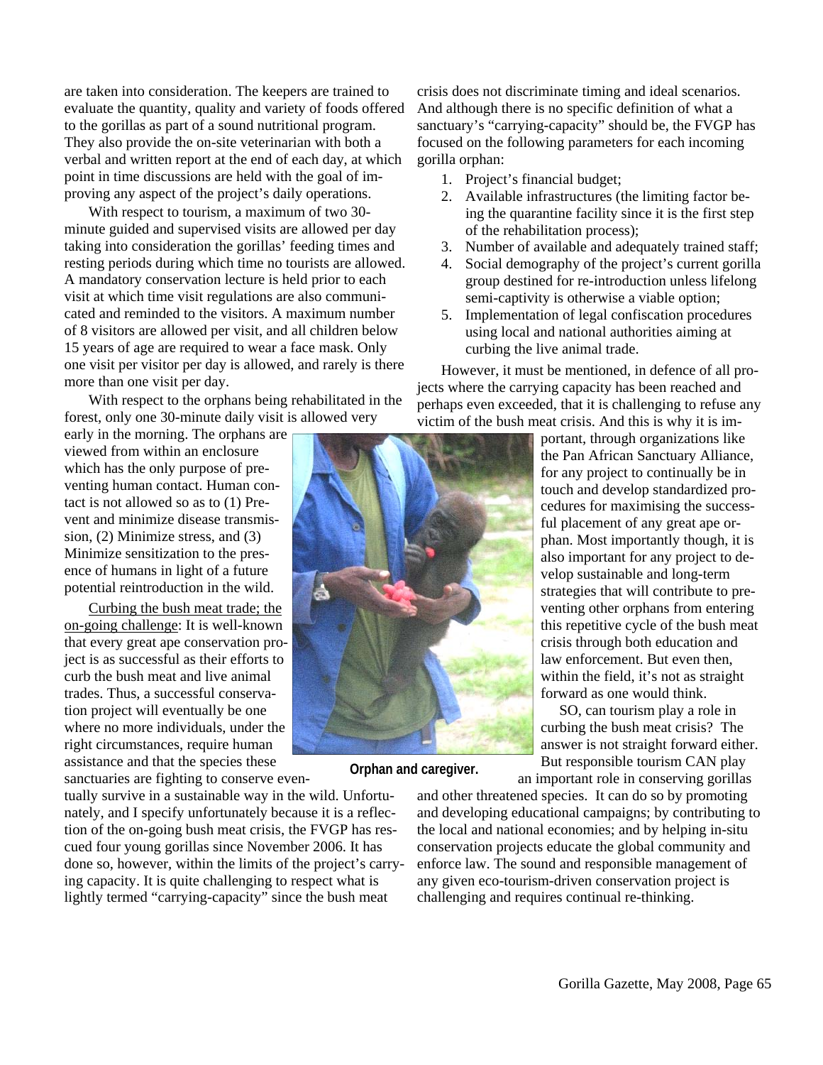are taken into consideration. The keepers are trained to evaluate the quantity, quality and variety of foods offered to the gorillas as part of a sound nutritional program. They also provide the on-site veterinarian with both a verbal and written report at the end of each day, at which point in time discussions are held with the goal of improving any aspect of the project's daily operations.

With respect to tourism, a maximum of two 30-minute guided and supervised visits are allowed per day taking into consideration the gorillas' feeding times and resting periods during which time no tourists are allowed. A mandatory conservation lecture is held prior to each visit at which time visit regulations are also communicated and reminded to the visitors. A maximum number of 8 visitors are allowed per visit, and all children below 15 years of age are required to wear a face mask. Only one visit per visitor per day is allowed, and rarely is there more than one visit per day.

With respect to the orphans being rehabilitated in the forest, only one 30-minute daily visit is allowed very early in the morning. The orphans are viewed from within an enclosure which has the only purpose of preventing human contact. Human contact is not allowed so as to (1) Prevent and minimize disease transmission, (2) Minimize stress, and (3) Minimize sensitization to the presence of humans in light of a future potential reintroduction in the wild.

Curbing the bush meat trade; the on-going challenge: It is well-known that every great ape conservation project is as successful as their efforts to curb the bush meat and live animal trades. Thus, a successful conservation project will eventually be one where no more individuals, under the right circumstances, require human assistance and that the species these sanctuaries are fighting to conserve eventually survive in a sustainable way in the wild. Unfortunately, and I specify unfortunately because it is a reflection of the on-going bush meat crisis, the FVGP has rescued four young gorillas since November 2006. It has done so, however, within the limits of the project's carrying capacity. It is quite challenging to respect what is lightly termed "carrying-capacity" since the bush meat crisis does not discriminate timing and ideal scenarios. And although there is no specific definition of what a sanctuary's "carrying-capacity" should be, the FVGP has focused on the following parameters for each incoming gorilla orphan:

1. Project's financial budget;
2. Available infrastructures (the limiting factor being the quarantine facility since it is the first step of the rehabilitation process);
3. Number of available and adequately trained staff;
4. Social demography of the project's current gorilla group destined for re-introduction unless lifelong semi-captivity is otherwise a viable option;
5. Implementation of legal confiscation procedures using local and national authorities aiming at curbing the live animal trade.

However, it must be mentioned, in defence of all projects where the carrying capacity has been reached and perhaps even exceeded, that it is challenging to refuse any victim of the bush meat crisis. And this is why it is important, through organizations like the Pan African Sanctuary Alliance, for any project to continually be in touch and develop standardized procedures for maximising the successful placement of any great ape orphan. Most importantly though, it is also important for any project to develop sustainable and long-term strategies that will contribute to preventing other orphans from entering this repetitive cycle of the bush meat crisis through both education and law enforcement. But even then, within the field, it's not as straight forward as one would think.

**Orphan and caregiver.**

SO, can tourism play a role in curbing the bush meat crisis? The answer is not straight forward either. But responsible tourism CAN play an important role in conserving gorillas and other threatened species. It can do so by promoting and developing educational campaigns; by contributing to the local and national economies; and by helping in-situ conservation projects educate the global community and enforce law. The sound and responsible management of any given eco-tourism-driven conservation project is challenging and requires continual re-thinking.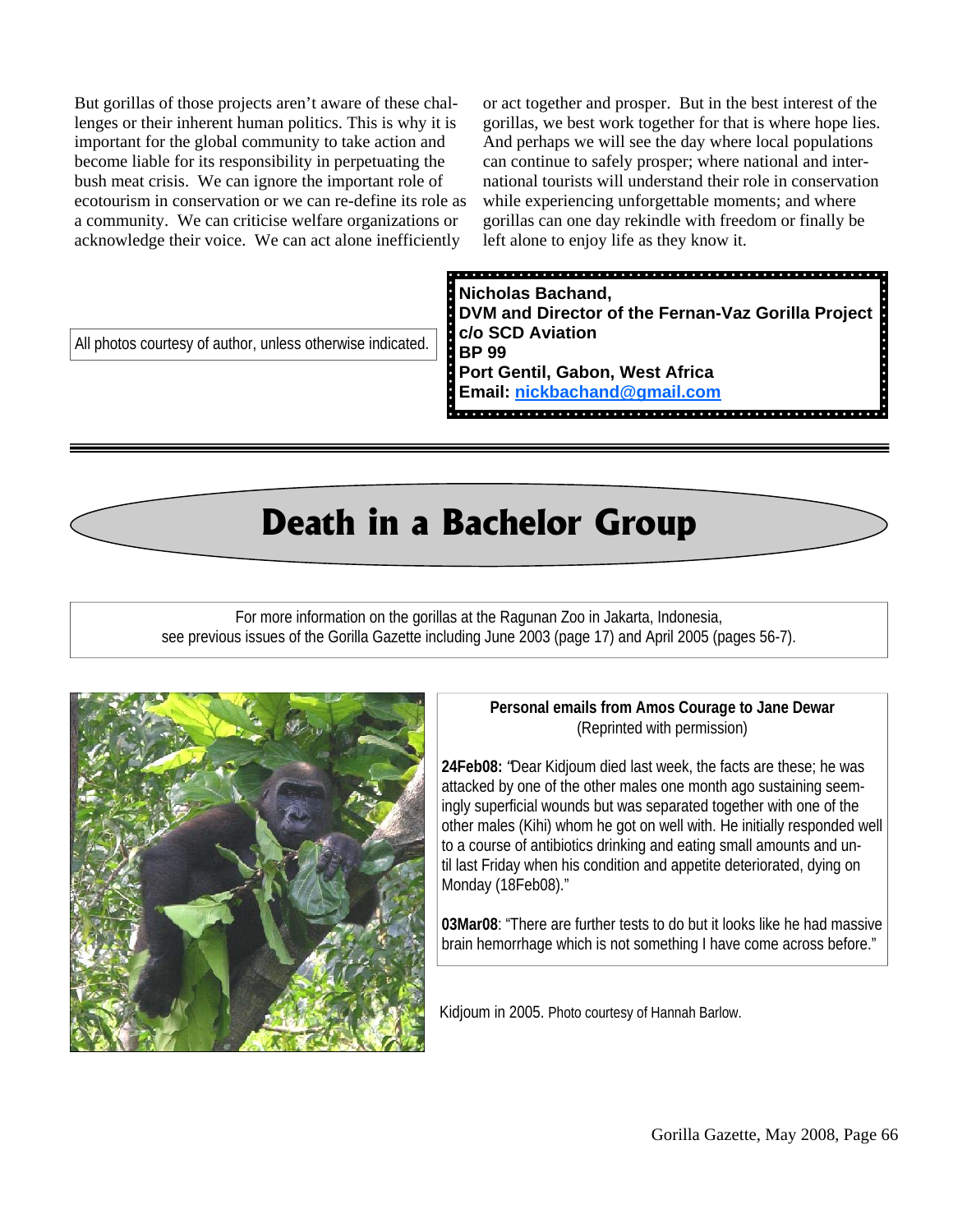But gorillas of those projects aren't aware of these challenges or their inherent human politics. This is why it is important for the global community to take action and become liable for its responsibility in perpetuating the bush meat crisis. We can ignore the important role of ecotourism in conservation or we can re-define its role as a community. We can criticise welfare organizations or acknowledge their voice. We can act alone inefficiently or act together and prosper. But in the best interest of the gorillas, we best work together for that is where hope lies. And perhaps we will see the day where local populations can continue to safely prosper; where national and international tourists will understand their role in conservation while experiencing unforgettable moments; and where gorillas can one day rekindle with freedom or finally be left alone to enjoy life as they know it.

All photos courtesy of author, unless otherwise indicated.

**Nicholas Bachand,**
**DVM and Director of the Fernan-Vaz Gorilla Project**
**c/o SCD Aviation**
**BP 99**
**Port Gentil, Gabon, West Africa**
**Email: nickbachand@gmail.com**

# Death in a Bachelor Group

For more information on the gorillas at the Ragunan Zoo in Jakarta, Indonesia, see previous issues of the Gorilla Gazette including June 2003 (page 17) and April 2005 (pages 56-7).

**Personal emails from Amos Courage to Jane Dewar**
(Reprinted with permission)

**24Feb08:** "Dear Kidjoum died last week, the facts are these; he was attacked by one of the other males one month ago sustaining seemingly superficial wounds but was separated together with one of the other males (Kihi) whom he got on well with. He initially responded well to a course of antibiotics drinking and eating small amounts and until last Friday when his condition and appetite deteriorated, dying on Monday (18Feb08)."

**03Mar08**: "There are further tests to do but it looks like he had massive brain hemorrhage which is not something I have come across before."

Kidjoum in 2005. Photo courtesy of Hannah Barlow.